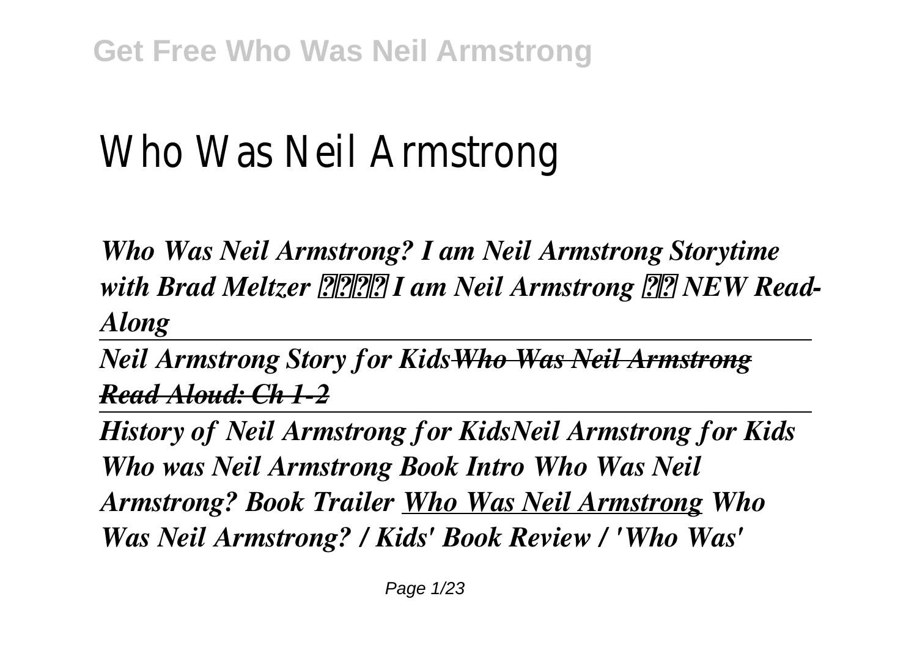# Who Was Neil Armstrong

*Who Was Neil Armstrong? I am Neil Armstrong Storytime with Brad Meltzer* **??** *I am Neil Armstrong* **??** *NEW Read-Along*

*Neil Armstrong Story for Kids*~~*Who Was Neil Armstrong Read Aloud: Ch 1-2*~~

*History of Neil Armstrong for KidsNeil Armstrong for Kids Who was Neil Armstrong Book Intro Who Was Neil Armstrong? Book Trailer* *Who Was Neil Armstrong* *Who Was Neil Armstrong? / Kids' Book Review / 'Who Was'*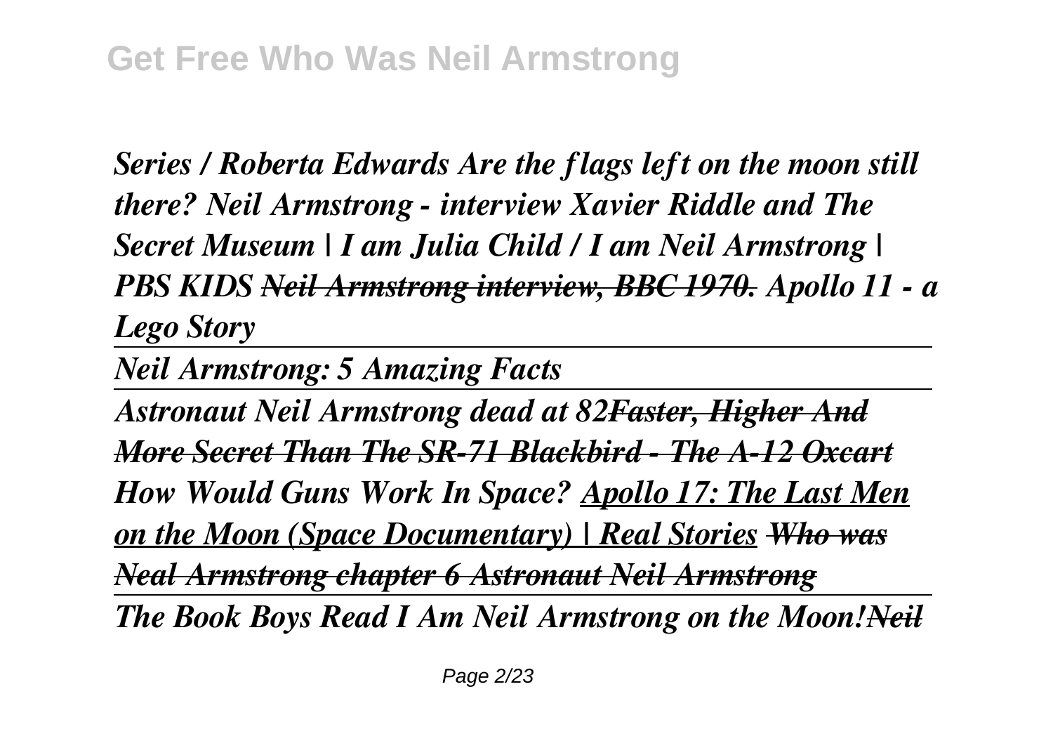*Series / Roberta Edwards Are the flags left on the moon still there? Neil Armstrong - interview Xavier Riddle and The Secret Museum | I am Julia Child / I am Neil Armstrong | PBS KIDS ~~Neil Armstrong interview, BBC 1970.~~ Apollo 11 - a Lego Story*

*Neil Armstrong: 5 Amazing Facts*

*Astronaut Neil Armstrong dead at 82~~Faster, Higher And More Secret Than The SR-71 Blackbird - The A-12 Oxcart~~ How Would Guns Work In Space? Apollo 17: The Last Men on the Moon (Space Documentary) | Real Stories ~~Who was Neal Armstrong chapter 6 Astronaut Neil Armstrong~~*

*The Book Boys Read I Am Neil Armstrong on the Moon!~~Neil~~*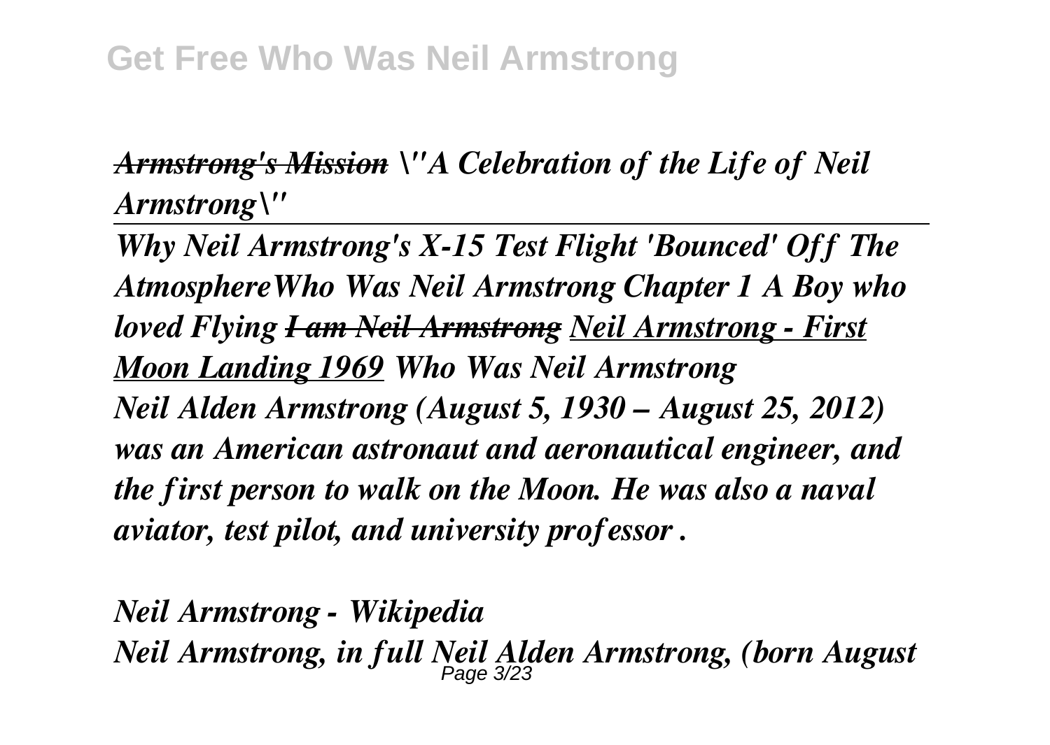*~~Armstrong's Mission~~ \"A Celebration of the Life of Neil Armstrong\"*

---

*Why Neil Armstrong's X-15 Test Flight 'Bounced' Off The AtmosphereWho Was Neil Armstrong Chapter 1 A Boy who loved Flying ~~I am Neil Armstrong~~ <u>Neil Armstrong - First Moon Landing 1969</u> Who Was Neil Armstrong*
*Neil Alden Armstrong (August 5, 1930 – August 25, 2012) was an American astronaut and aeronautical engineer, and the first person to walk on the Moon. He was also a naval aviator, test pilot, and university professor .*

*Neil Armstrong - Wikipedia*
*Neil Armstrong, in full Neil Alden Armstrong, (born August*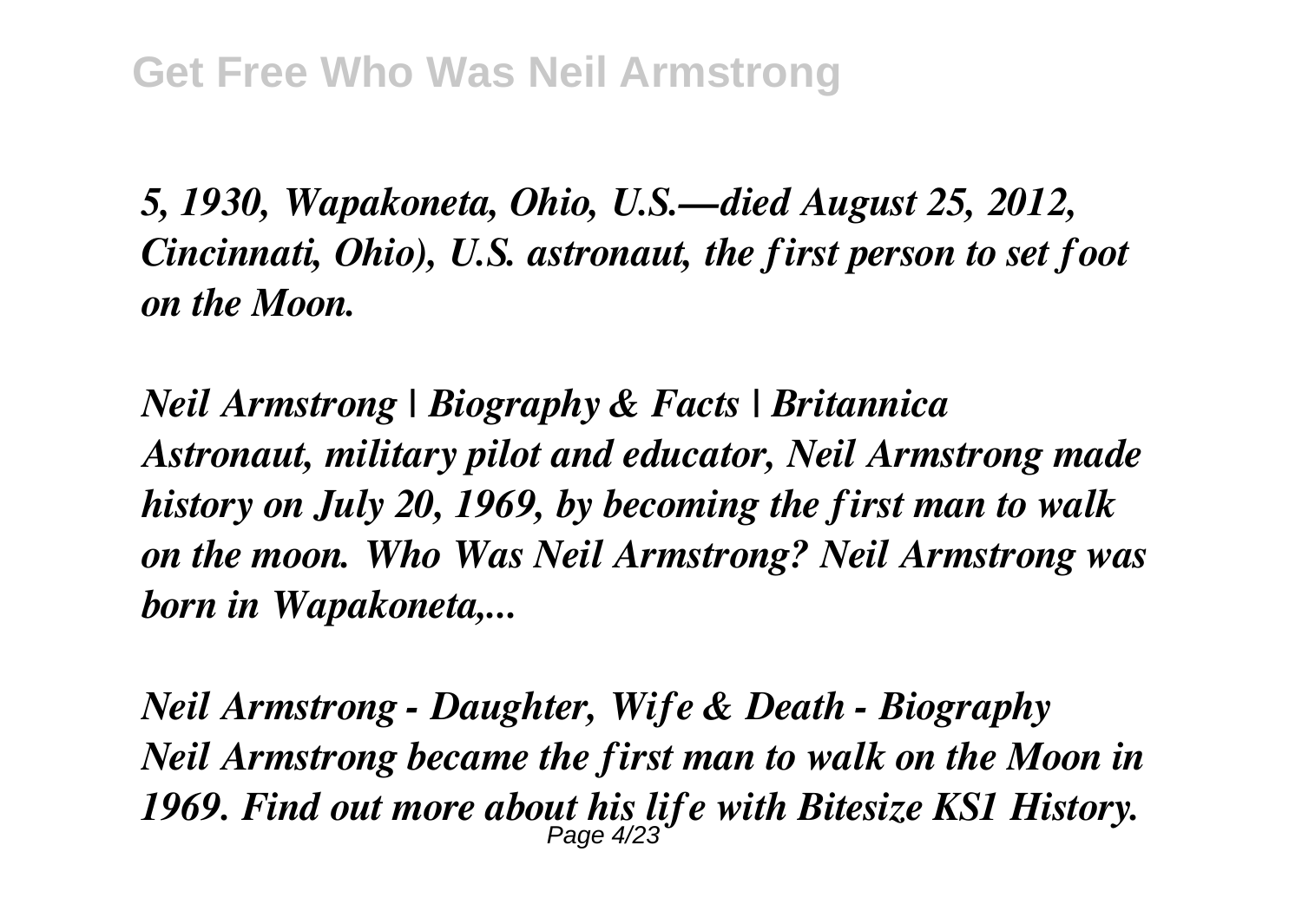*5, 1930, Wapakoneta, Ohio, U.S.—died August 25, 2012, Cincinnati, Ohio), U.S. astronaut, the first person to set foot on the Moon.*

*Neil Armstrong | Biography & Facts | Britannica*
*Astronaut, military pilot and educator, Neil Armstrong made history on July 20, 1969, by becoming the first man to walk on the moon. Who Was Neil Armstrong? Neil Armstrong was born in Wapakoneta,...*

*Neil Armstrong - Daughter, Wife & Death - Biography*
*Neil Armstrong became the first man to walk on the Moon in 1969. Find out more about his life with Bitesize KS1 History.*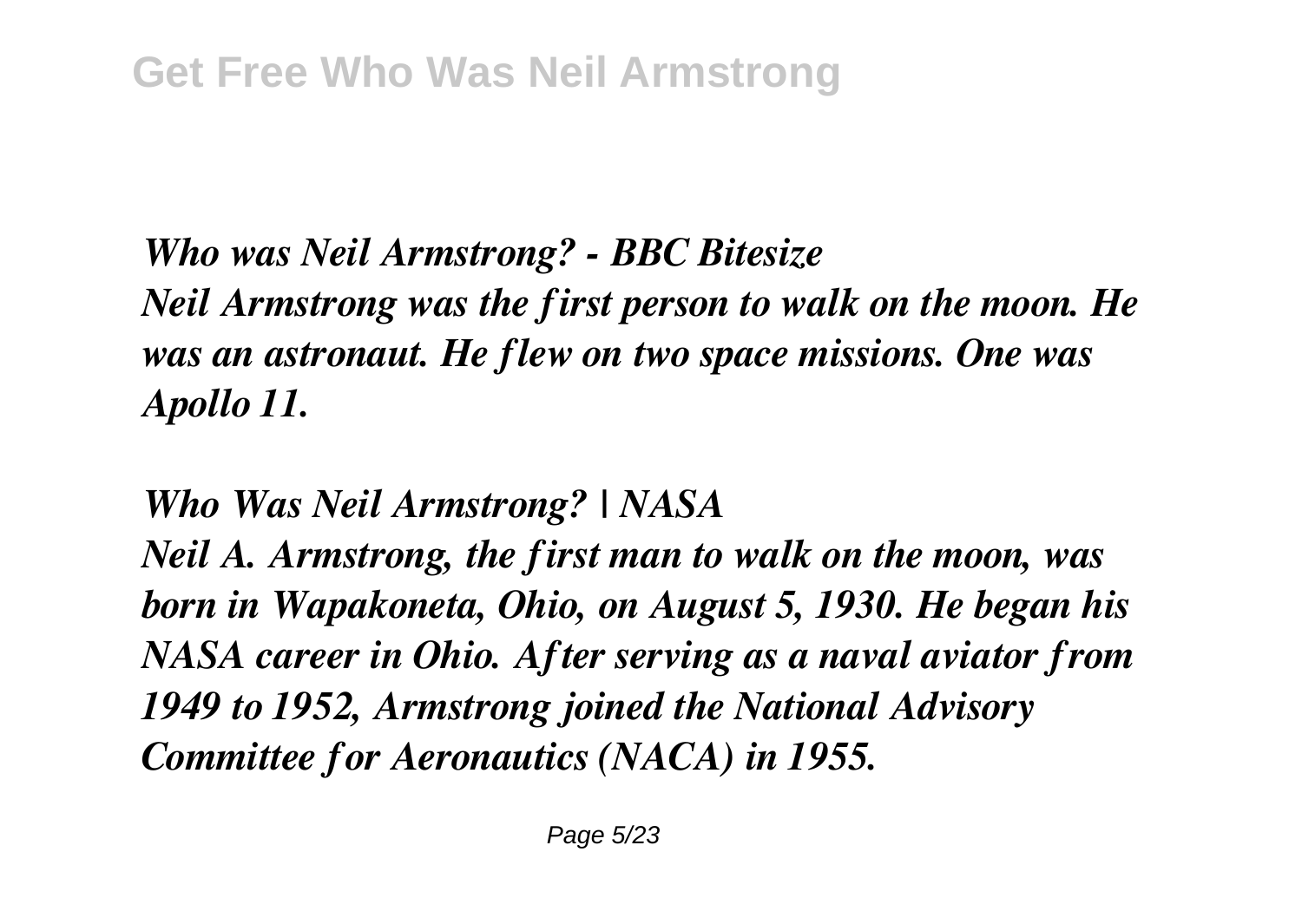*Who was Neil Armstrong? - BBC Bitesize*

*Neil Armstrong was the first person to walk on the moon. He was an astronaut. He flew on two space missions. One was Apollo 11.*

*Who Was Neil Armstrong? | NASA*

*Neil A. Armstrong, the first man to walk on the moon, was born in Wapakoneta, Ohio, on August 5, 1930. He began his NASA career in Ohio. After serving as a naval aviator from 1949 to 1952, Armstrong joined the National Advisory Committee for Aeronautics (NACA) in 1955.*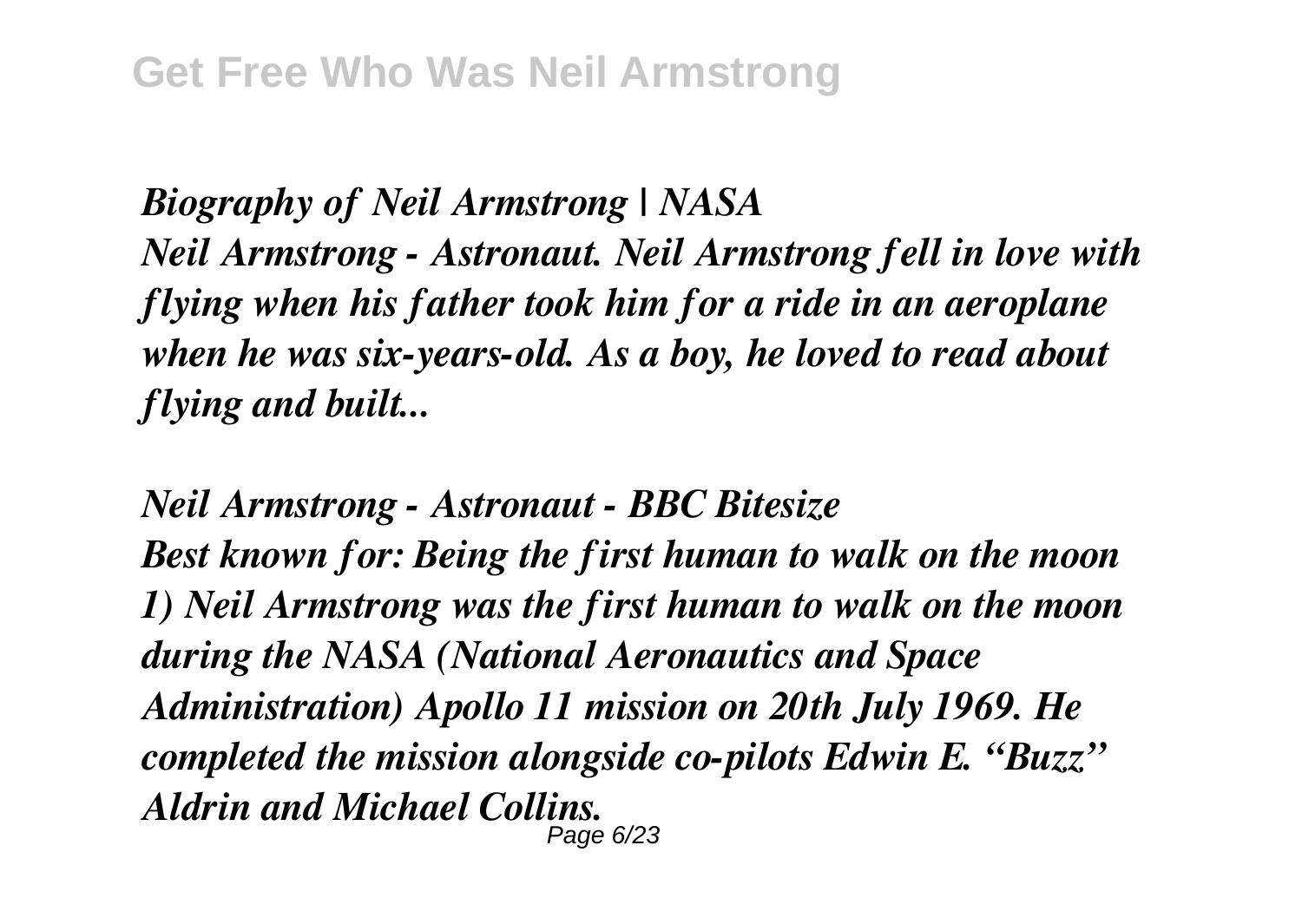*Biography of Neil Armstrong | NASA*

*Neil Armstrong - Astronaut. Neil Armstrong fell in love with flying when his father took him for a ride in an aeroplane when he was six-years-old. As a boy, he loved to read about flying and built...*

*Neil Armstrong - Astronaut - BBC Bitesize*

*Best known for: Being the first human to walk on the moon 1) Neil Armstrong was the first human to walk on the moon during the NASA (National Aeronautics and Space Administration) Apollo 11 mission on 20th July 1969. He completed the mission alongside co-pilots Edwin E. "Buzz" Aldrin and Michael Collins.*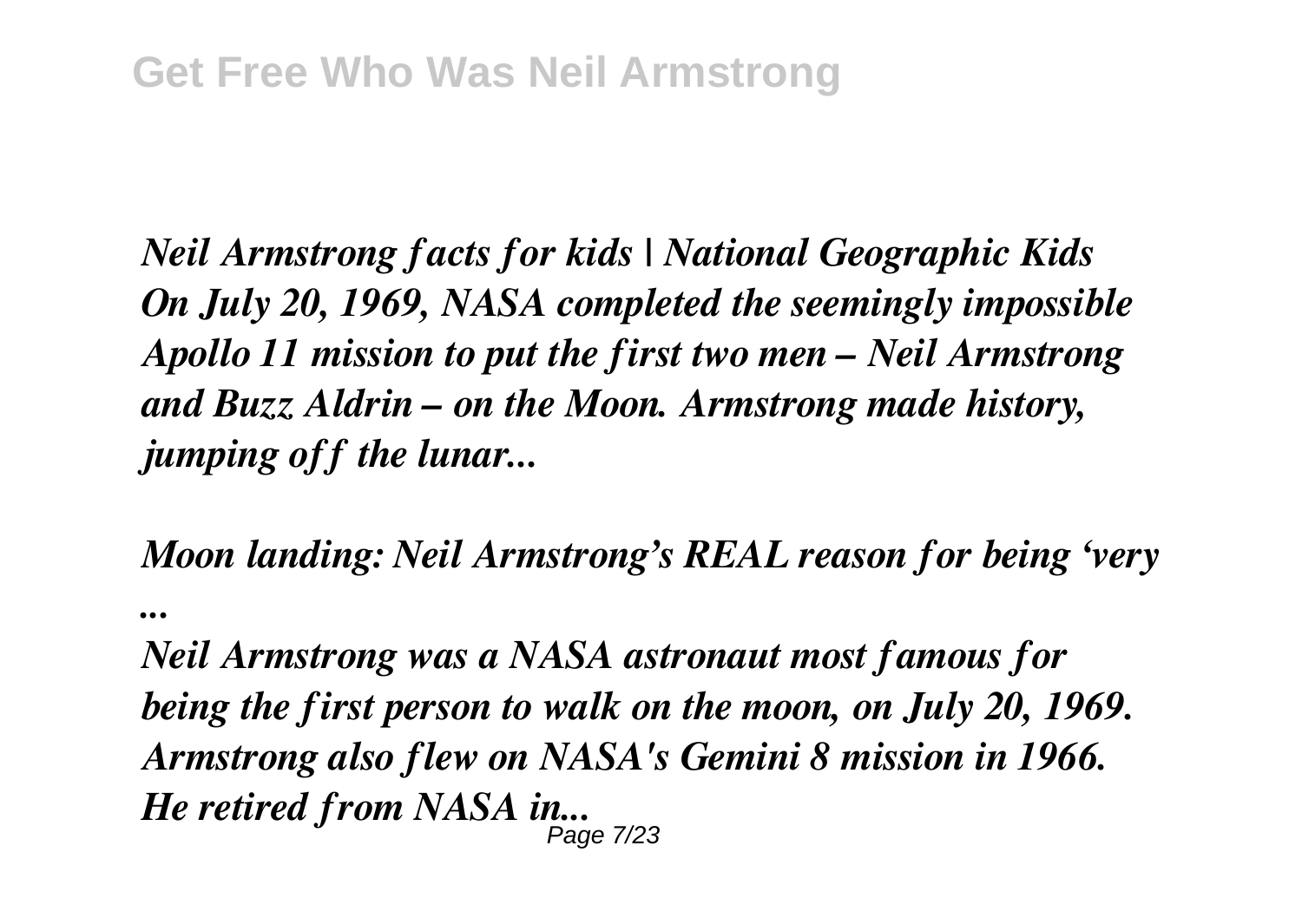*Neil Armstrong facts for kids | National Geographic Kids*
*On July 20, 1969, NASA completed the seemingly impossible Apollo 11 mission to put the first two men – Neil Armstrong and Buzz Aldrin – on the Moon. Armstrong made history, jumping off the lunar...*

*Moon landing: Neil Armstrong's REAL reason for being 'very ...*

*Neil Armstrong was a NASA astronaut most famous for being the first person to walk on the moon, on July 20, 1969. Armstrong also flew on NASA's Gemini 8 mission in 1966. He retired from NASA in...*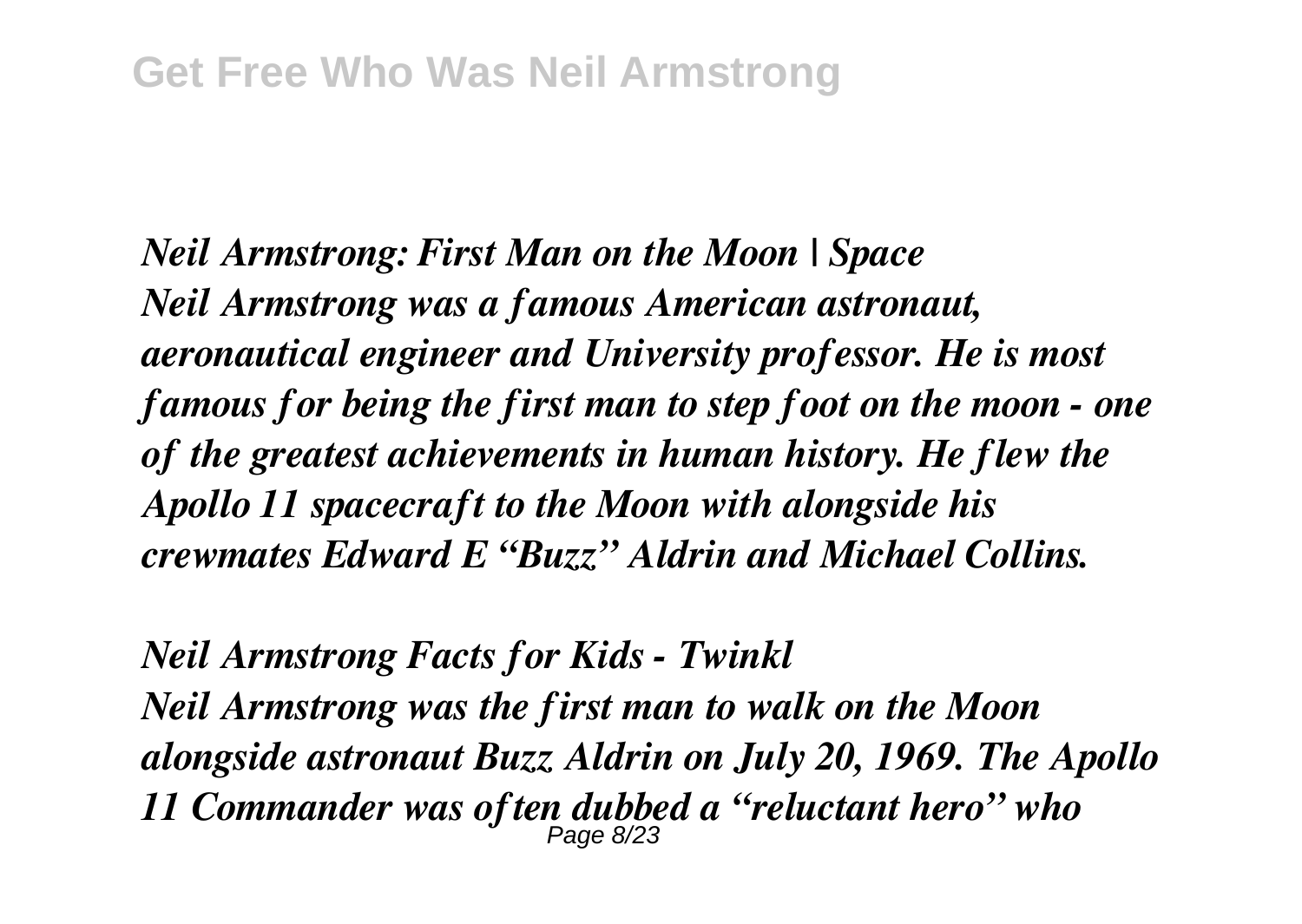*Neil Armstrong: First Man on the Moon | Space*
*Neil Armstrong was a famous American astronaut, aeronautical engineer and University professor. He is most famous for being the first man to step foot on the moon - one of the greatest achievements in human history. He flew the Apollo 11 spacecraft to the Moon with alongside his crewmates Edward E "Buzz" Aldrin and Michael Collins.*

*Neil Armstrong Facts for Kids - Twinkl*
*Neil Armstrong was the first man to walk on the Moon alongside astronaut Buzz Aldrin on July 20, 1969. The Apollo 11 Commander was often dubbed a "reluctant hero" who*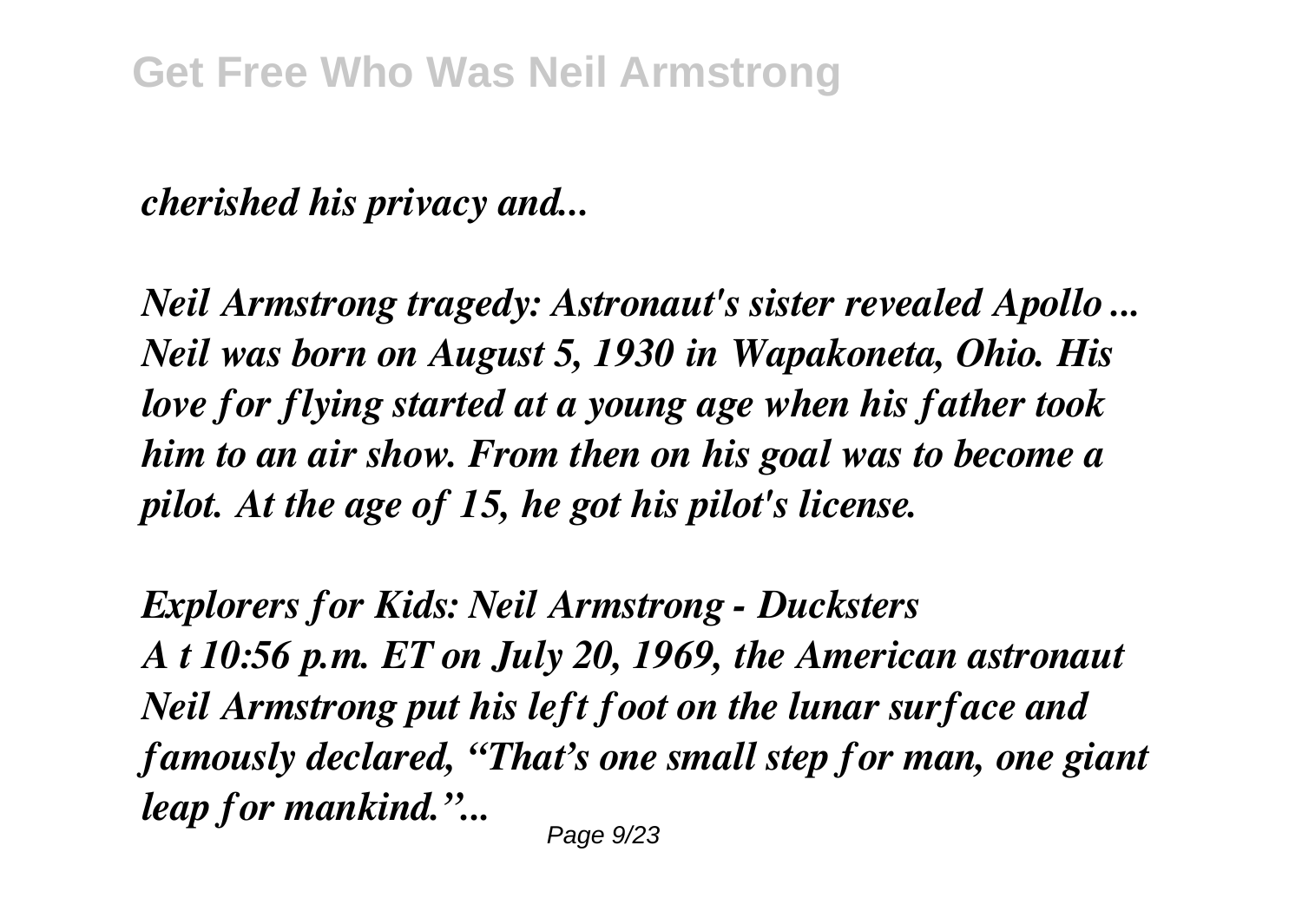*cherished his privacy and...*

*Neil Armstrong tragedy: Astronaut's sister revealed Apollo ...*
*Neil was born on August 5, 1930 in Wapakoneta, Ohio. His love for flying started at a young age when his father took him to an air show. From then on his goal was to become a pilot. At the age of 15, he got his pilot's license.*

*Explorers for Kids: Neil Armstrong - Ducksters*
*A t 10:56 p.m. ET on July 20, 1969, the American astronaut Neil Armstrong put his left foot on the lunar surface and famously declared, "That's one small step for man, one giant leap for mankind."...*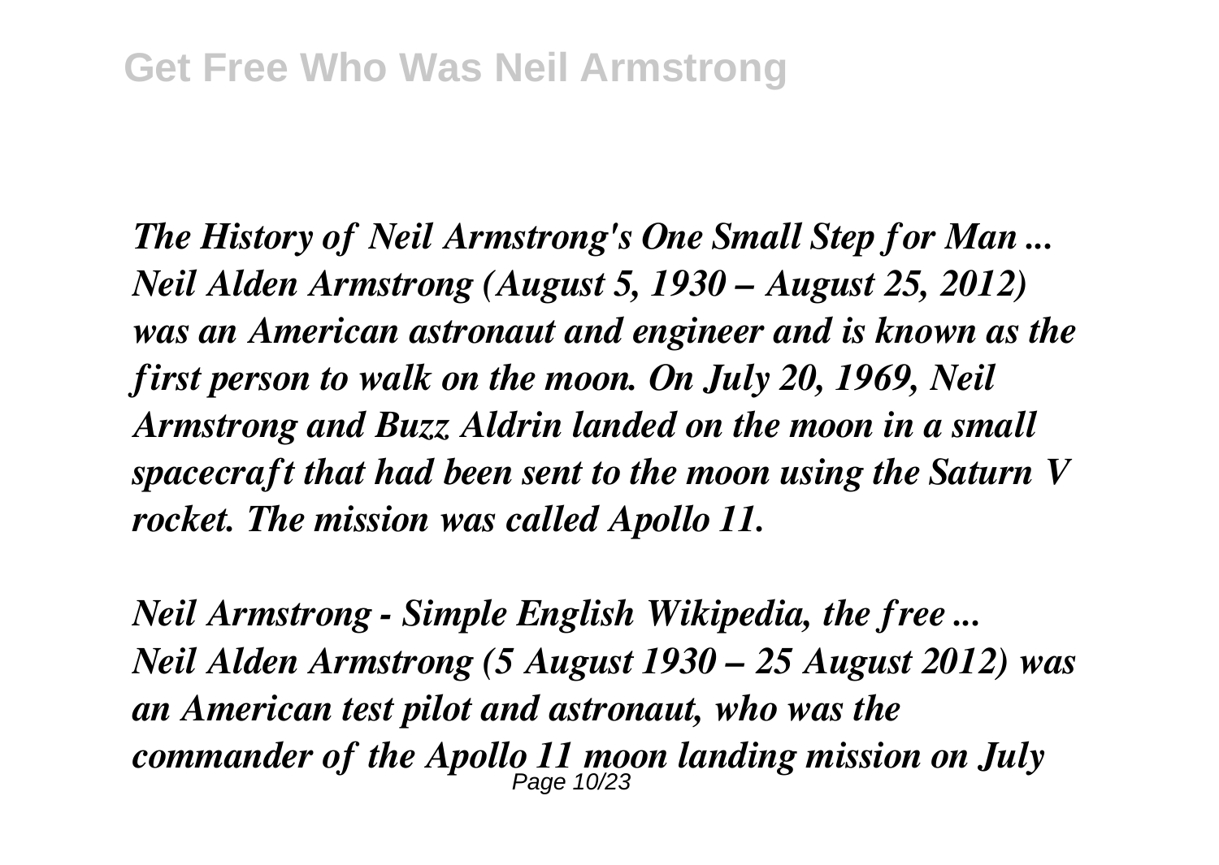*The History of Neil Armstrong's One Small Step for Man ...*
*Neil Alden Armstrong (August 5, 1930 – August 25, 2012) was an American astronaut and engineer and is known as the first person to walk on the moon. On July 20, 1969, Neil Armstrong and Buzz Aldrin landed on the moon in a small spacecraft that had been sent to the moon using the Saturn V rocket. The mission was called Apollo 11.*

*Neil Armstrong - Simple English Wikipedia, the free ...*
*Neil Alden Armstrong (5 August 1930 – 25 August 2012) was an American test pilot and astronaut, who was the commander of the Apollo 11 moon landing mission on July*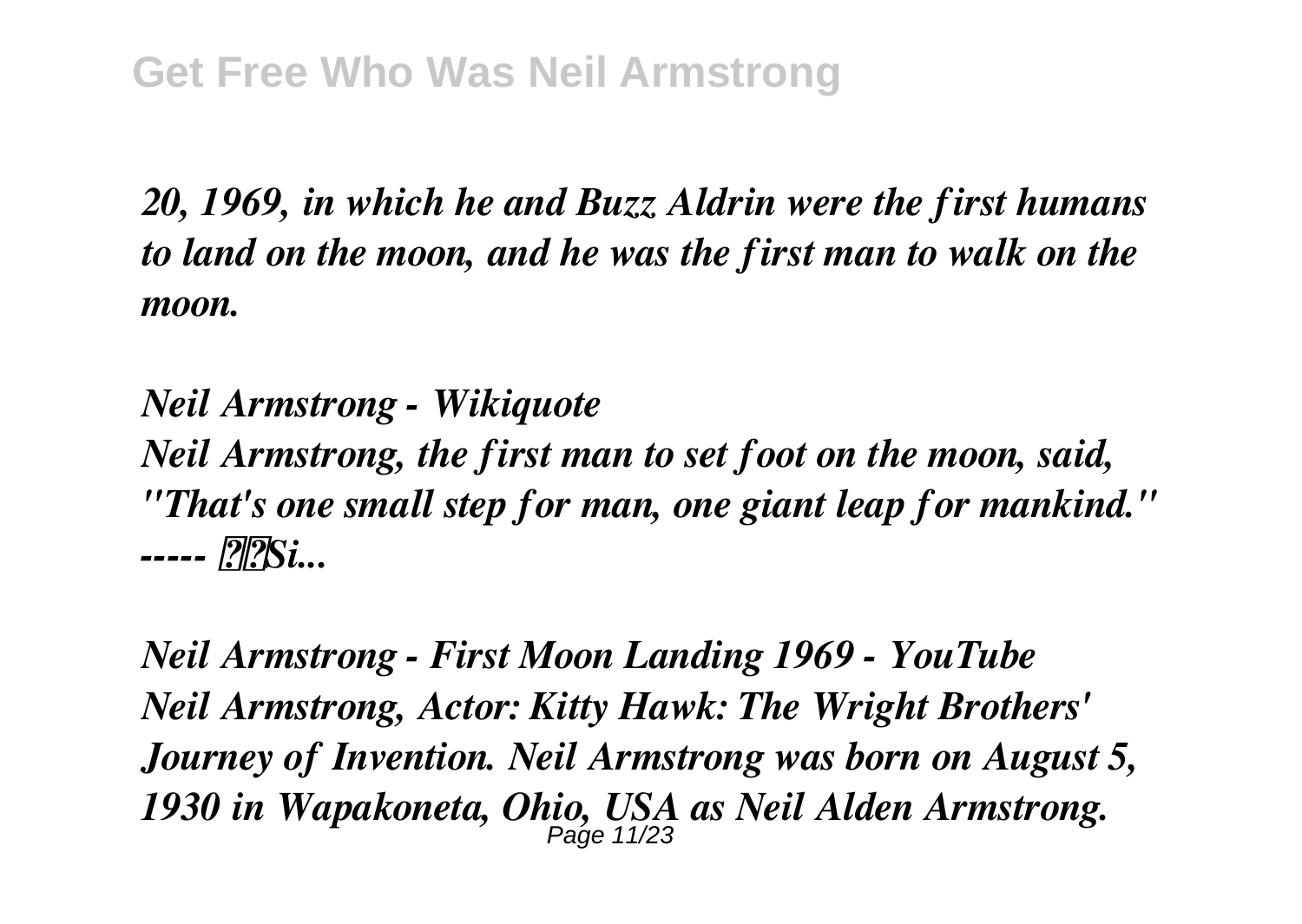*20, 1969, in which he and Buzz Aldrin were the first humans to land on the moon, and he was the first man to walk on the moon.*

*Neil Armstrong - Wikiquote*
*Neil Armstrong, the first man to set foot on the moon, said, "That's one small step for man, one giant leap for mankind." ----- ��Si...*

*Neil Armstrong - First Moon Landing 1969 - YouTube*
*Neil Armstrong, Actor: Kitty Hawk: The Wright Brothers' Journey of Invention. Neil Armstrong was born on August 5, 1930 in Wapakoneta, Ohio, USA as Neil Alden Armstrong.*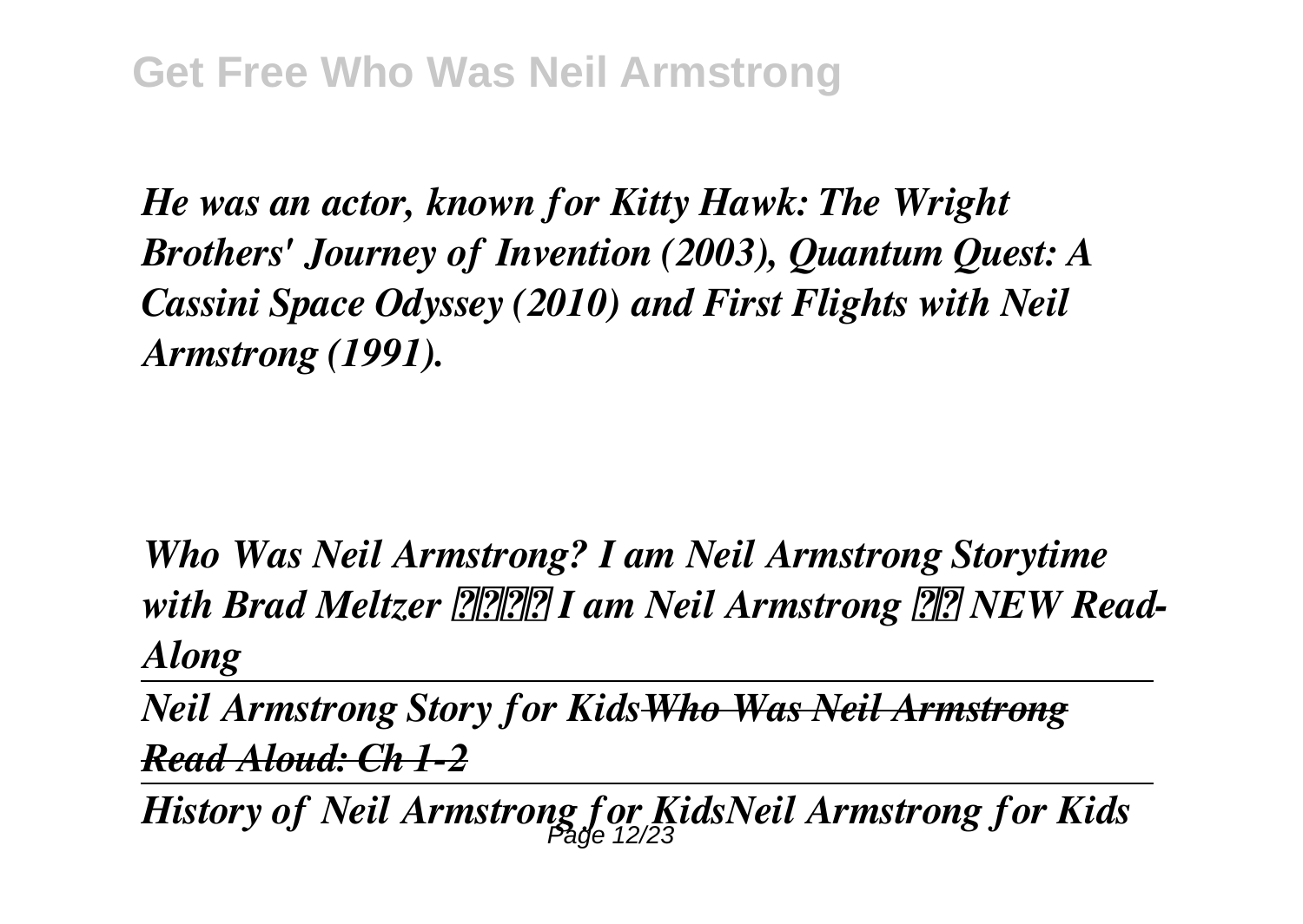*He was an actor, known for Kitty Hawk: The Wright Brothers' Journey of Invention (2003), Quantum Quest: A Cassini Space Odyssey (2010) and First Flights with Neil Armstrong (1991).*

*Who Was Neil Armstrong? I am Neil Armstrong Storytime with Brad Meltzer ???? I am Neil Armstrong ?? NEW Read-Along*

---

*Neil Armstrong Story for Kids*~~*Who Was Neil Armstrong Read Aloud: Ch 1-2*~~

---

*History of Neil Armstrong for KidsNeil Armstrong for Kids*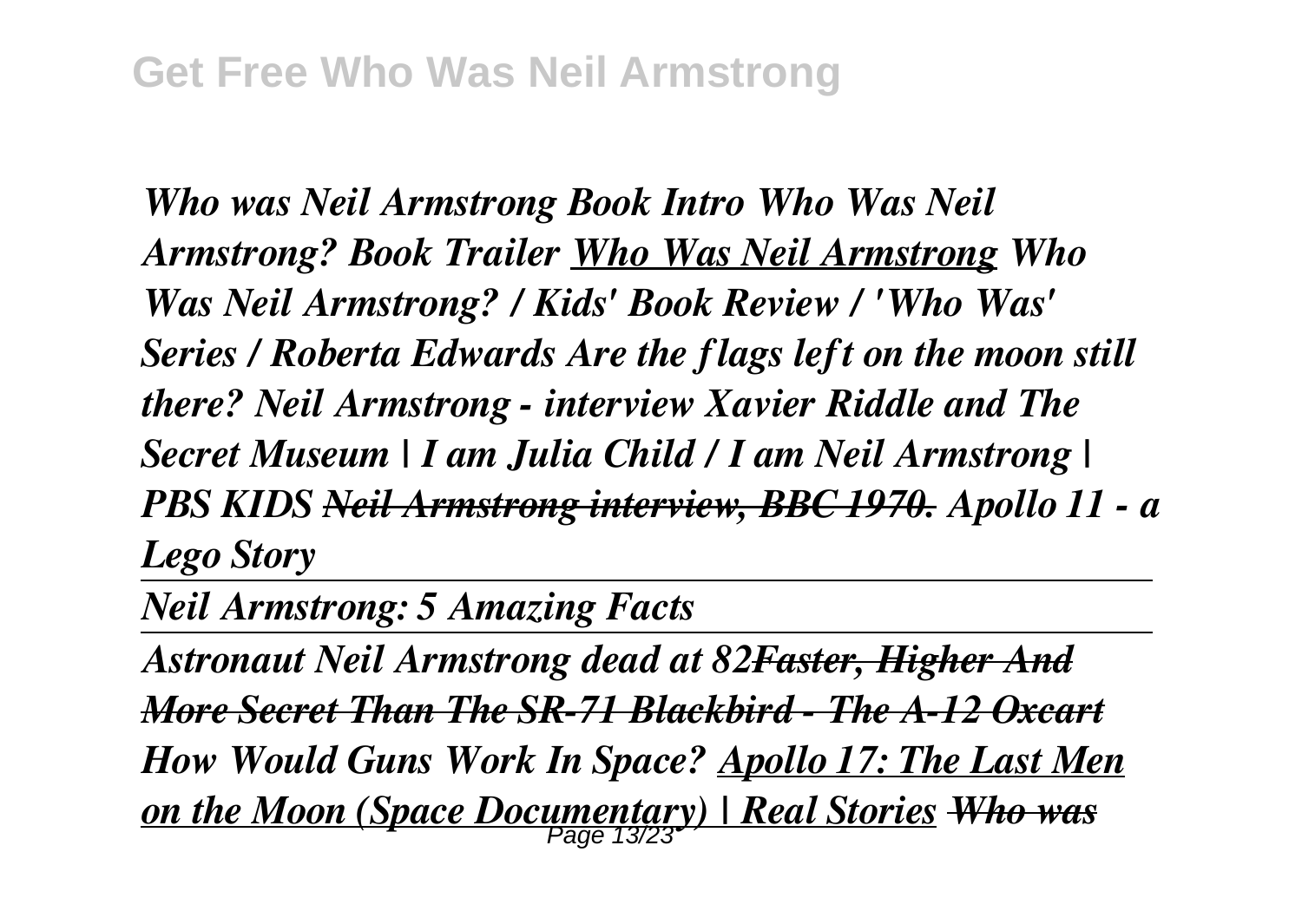*Who was Neil Armstrong Book Intro Who Was Neil Armstrong? Book Trailer* ***Who Was Neil Armstrong*** *Who Was Neil Armstrong? / Kids' Book Review / 'Who Was' Series / Roberta Edwards Are the flags left on the moon still there? Neil Armstrong - interview Xavier Riddle and The Secret Museum | I am Julia Child / I am Neil Armstrong | PBS KIDS* ~~*Neil Armstrong interview, BBC 1970.*~~ *Apollo 11 - a Lego Story*

---

*Neil Armstrong: 5 Amazing Facts*

---

*Astronaut Neil Armstrong dead at 82*~~*Faster, Higher And More Secret Than The SR-71 Blackbird - The A-12 Oxcart*~~ *How Would Guns Work In Space?* ***Apollo 17: The Last Men on the Moon (Space Documentary) | Real Stories*** ~~*Who was*~~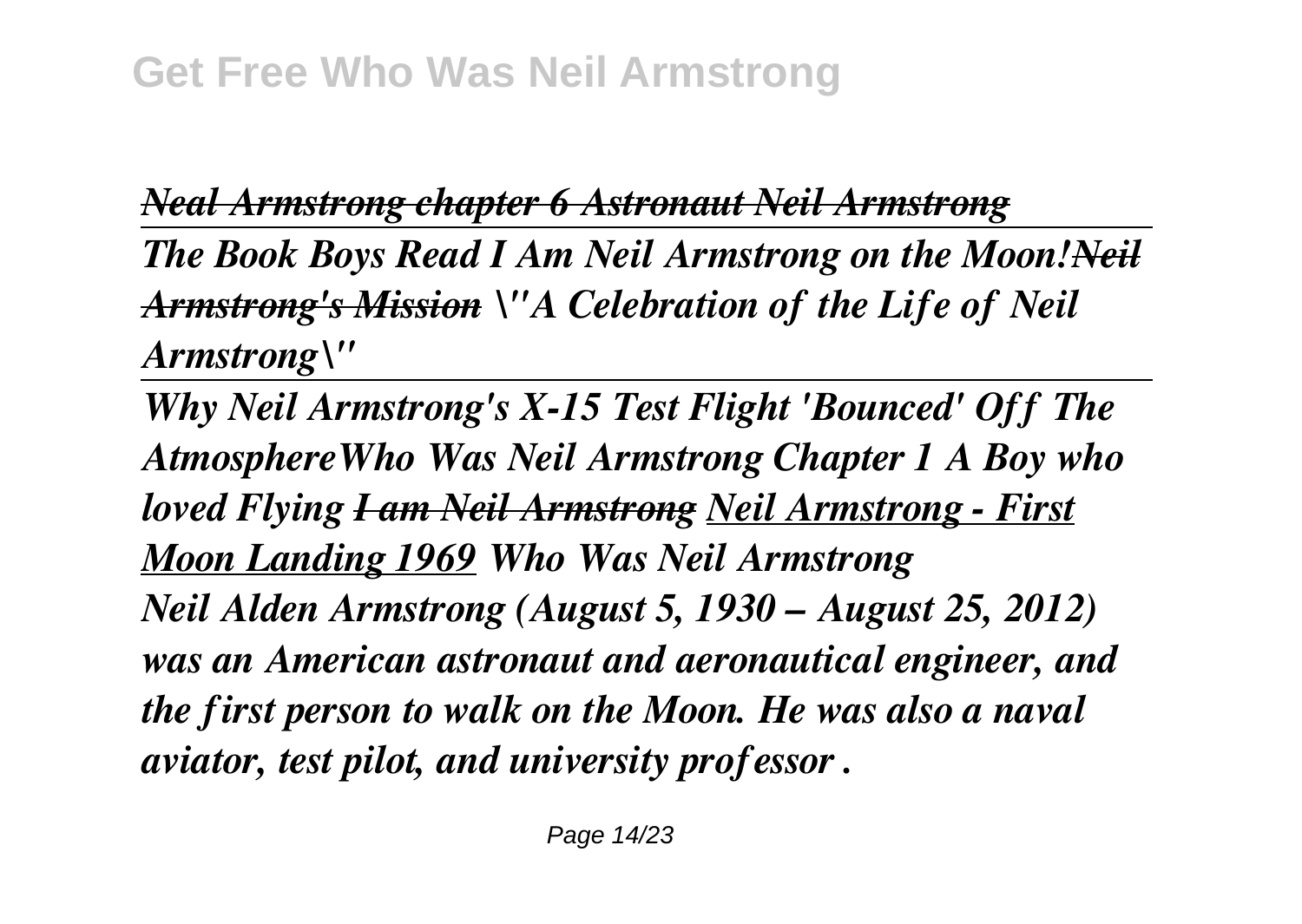*Neal Armstrong chapter 6 Astronaut Neil Armstrong*

*The Book Boys Read I Am Neil Armstrong on the Moon!~~Neil Armstrong's Mission~~ \"A Celebration of the Life of Neil Armstrong\"*

*Why Neil Armstrong's X-15 Test Flight 'Bounced' Off The AtmosphereWho Was Neil Armstrong Chapter 1 A Boy who loved Flying ~~I am Neil Armstrong~~ Neil Armstrong - First Moon Landing 1969 Who Was Neil Armstrong*

*Neil Alden Armstrong (August 5, 1930 – August 25, 2012) was an American astronaut and aeronautical engineer, and the first person to walk on the Moon. He was also a naval aviator, test pilot, and university professor .*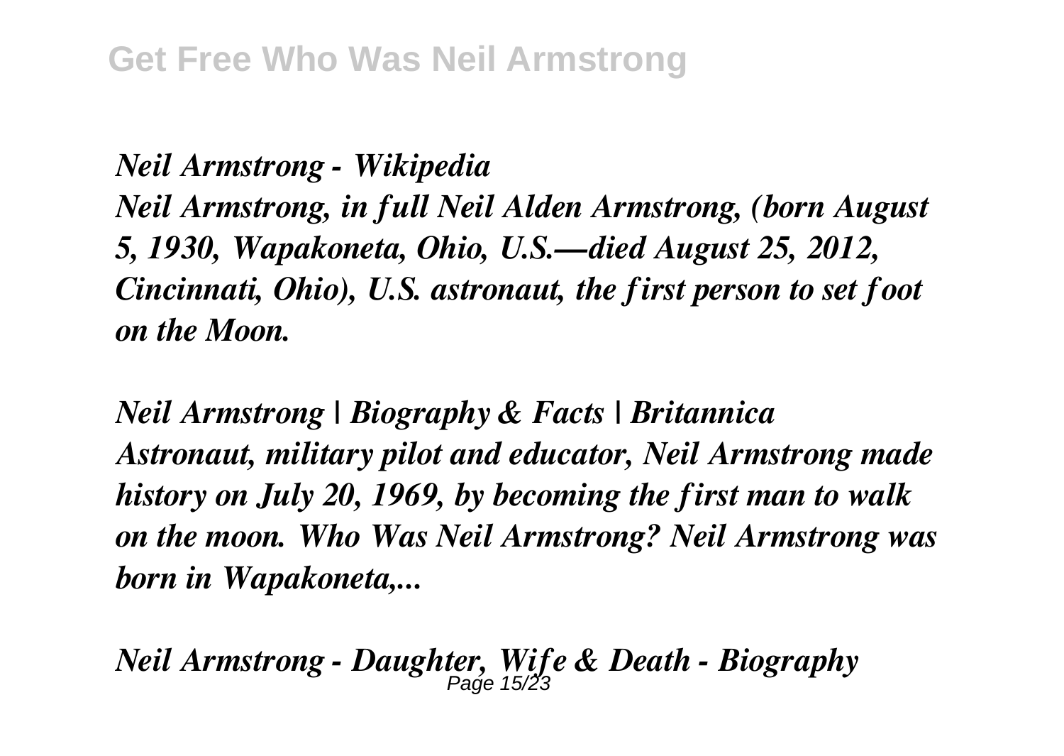*Neil Armstrong - Wikipedia*
*Neil Armstrong, in full Neil Alden Armstrong, (born August 5, 1930, Wapakoneta, Ohio, U.S.—died August 25, 2012, Cincinnati, Ohio), U.S. astronaut, the first person to set foot on the Moon.*

*Neil Armstrong | Biography & Facts | Britannica*
*Astronaut, military pilot and educator, Neil Armstrong made history on July 20, 1969, by becoming the first man to walk on the moon. Who Was Neil Armstrong? Neil Armstrong was born in Wapakoneta,...*

*Neil Armstrong - Daughter, Wife & Death - Biography*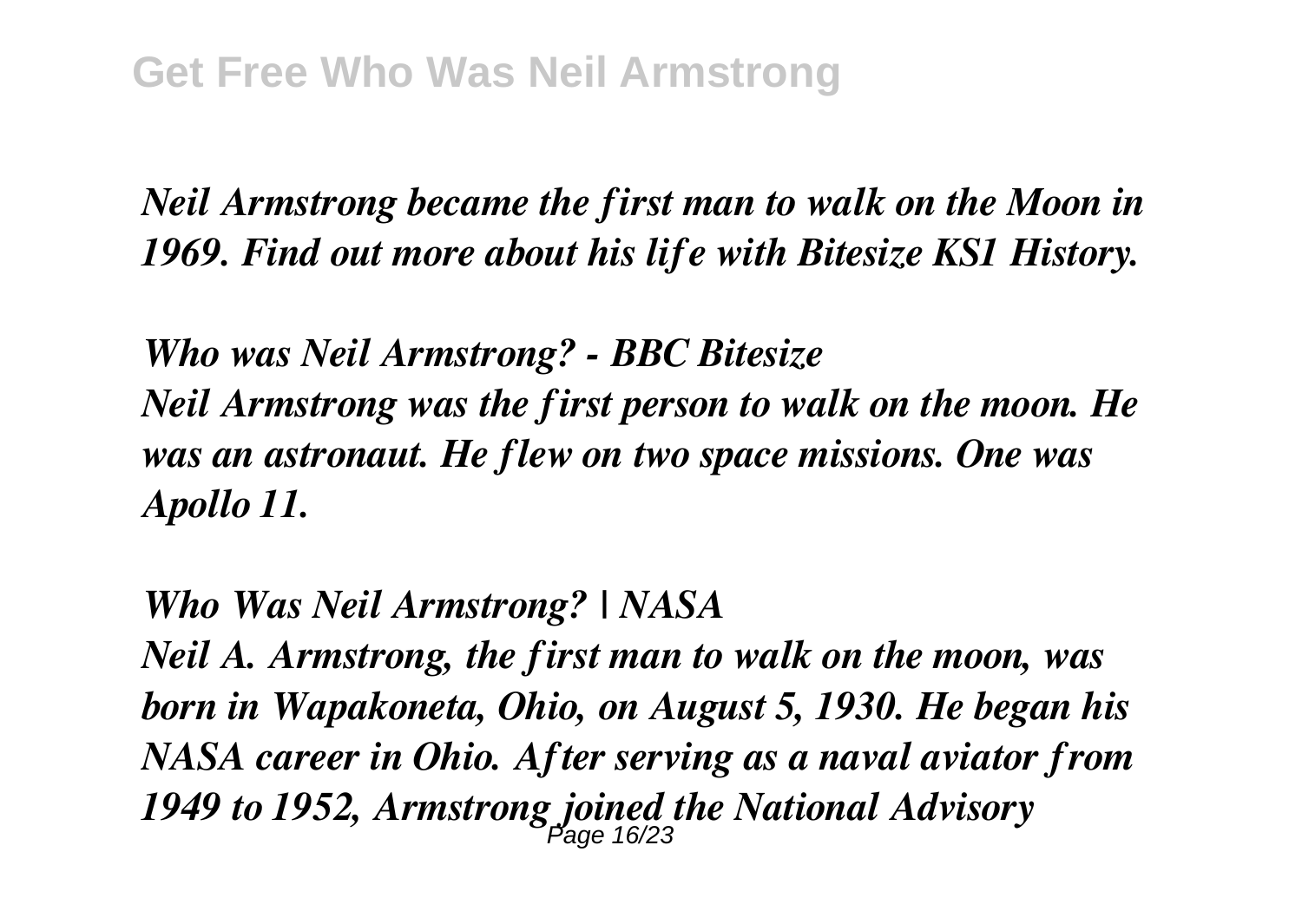*Neil Armstrong became the first man to walk on the Moon in 1969. Find out more about his life with Bitesize KS1 History.*

***Who was Neil Armstrong? - BBC Bitesize***

***Neil Armstrong was the first person to walk on the moon. He was an astronaut. He flew on two space missions. One was Apollo 11.***

***Who Was Neil Armstrong? | NASA***

***Neil A. Armstrong, the first man to walk on the moon, was born in Wapakoneta, Ohio, on August 5, 1930. He began his NASA career in Ohio. After serving as a naval aviator from 1949 to 1952, Armstrong joined the National Advisory***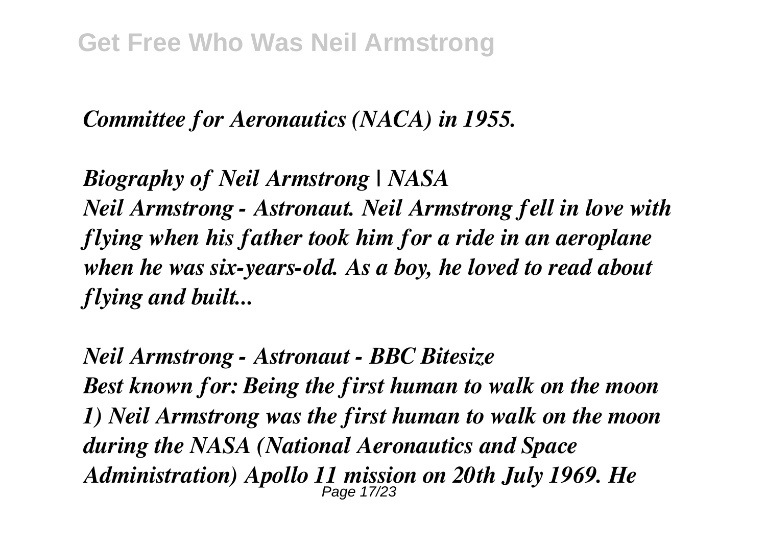*Committee for Aeronautics (NACA) in 1955.*

***Biography of Neil Armstrong | NASA***
***Neil Armstrong - Astronaut. Neil Armstrong fell in love with flying when his father took him for a ride in an aeroplane when he was six-years-old. As a boy, he loved to read about flying and built...***

***Neil Armstrong - Astronaut - BBC Bitesize***
***Best known for: Being the first human to walk on the moon 1) Neil Armstrong was the first human to walk on the moon during the NASA (National Aeronautics and Space Administration) Apollo 11 mission on 20th July 1969. He***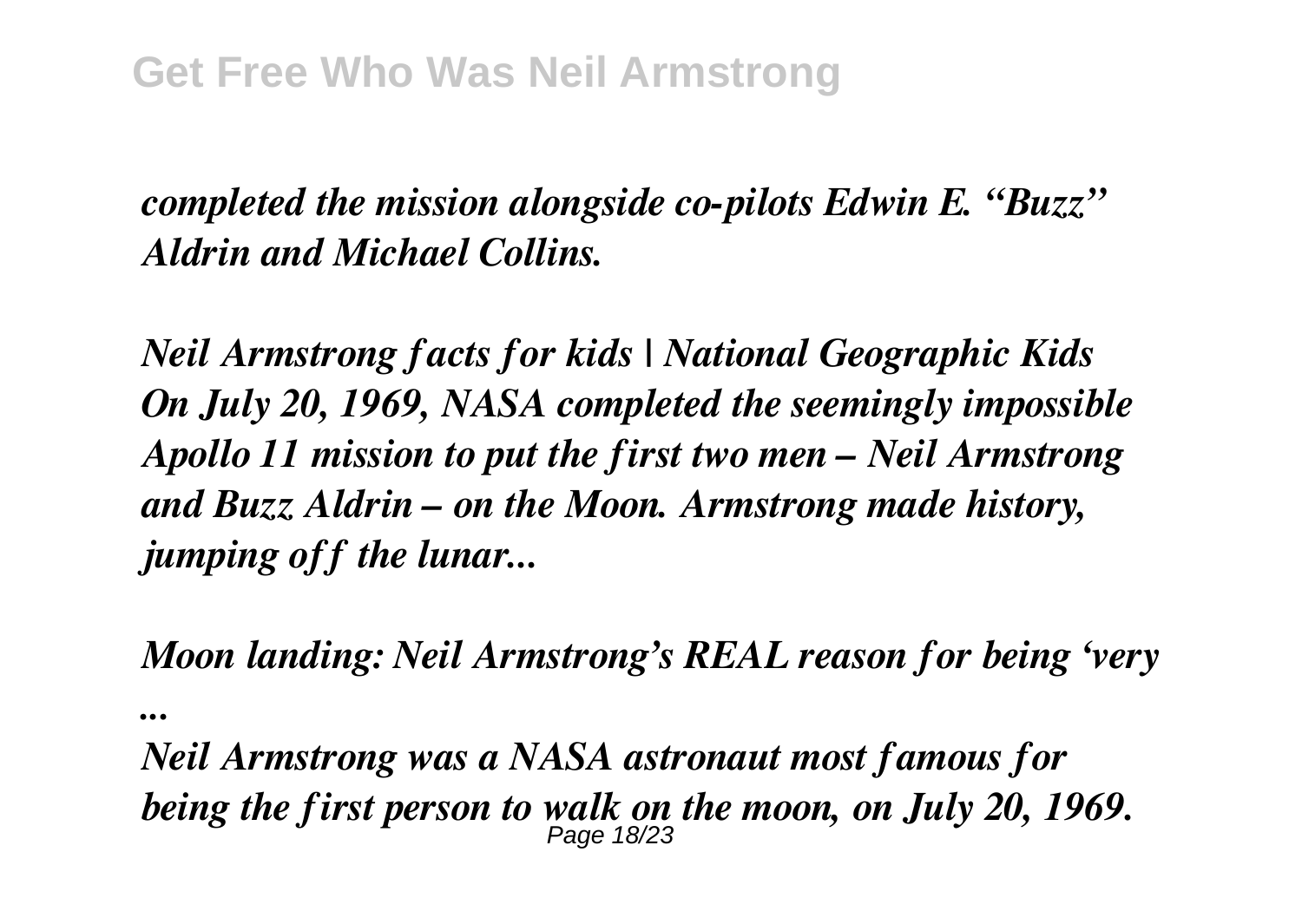*completed the mission alongside co-pilots Edwin E. "Buzz" Aldrin and Michael Collins.*

*Neil Armstrong facts for kids | National Geographic Kids*
*On July 20, 1969, NASA completed the seemingly impossible Apollo 11 mission to put the first two men – Neil Armstrong and Buzz Aldrin – on the Moon. Armstrong made history, jumping off the lunar...*

*Moon landing: Neil Armstrong's REAL reason for being 'very ...*
*Neil Armstrong was a NASA astronaut most famous for being the first person to walk on the moon, on July 20, 1969.*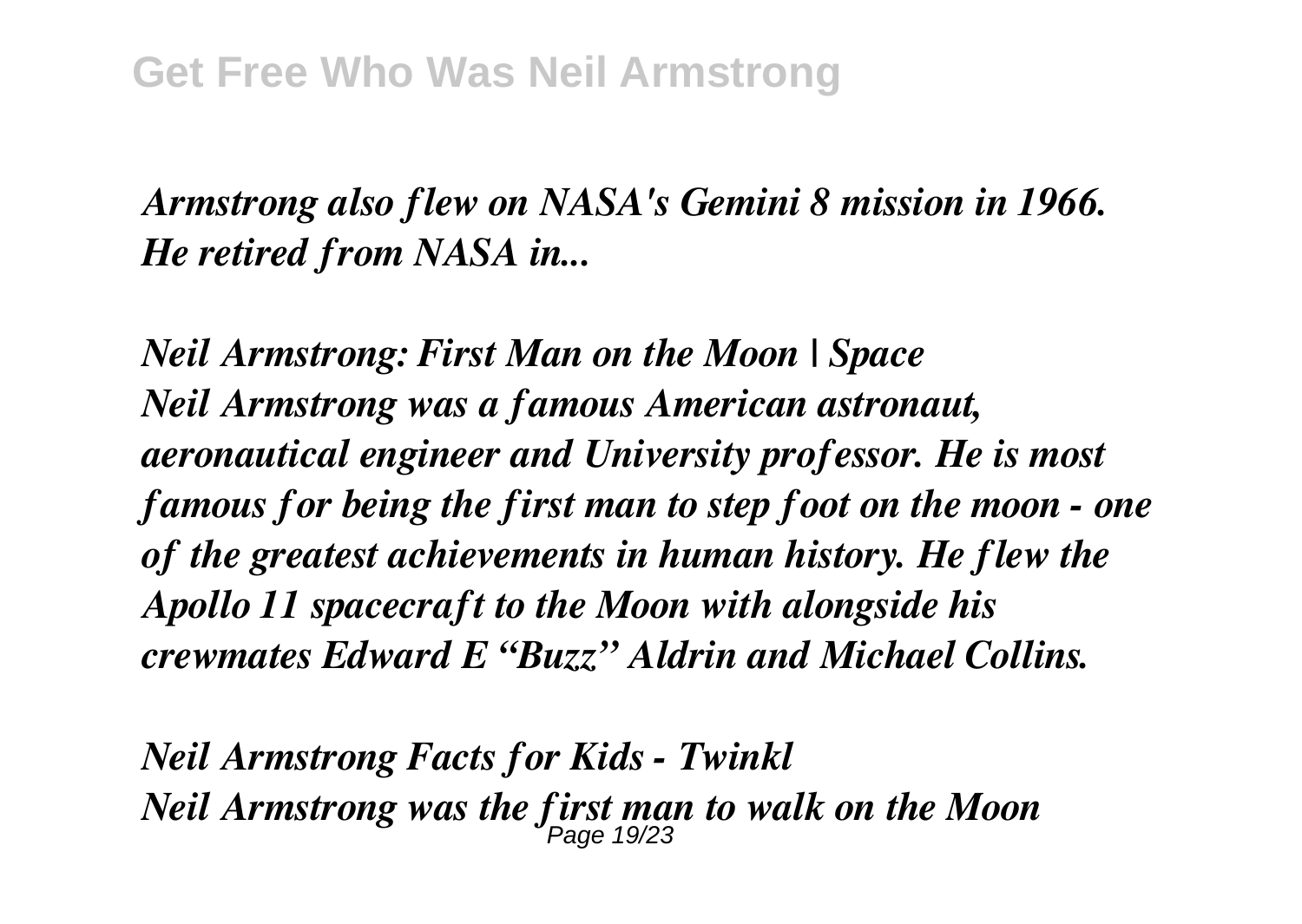*Armstrong also flew on NASA's Gemini 8 mission in 1966. He retired from NASA in...*

***Neil Armstrong: First Man on the Moon | Space***
***Neil Armstrong was a famous American astronaut, aeronautical engineer and University professor. He is most famous for being the first man to step foot on the moon - one of the greatest achievements in human history. He flew the Apollo 11 spacecraft to the Moon with alongside his crewmates Edward E "Buzz" Aldrin and Michael Collins.***

***Neil Armstrong Facts for Kids - Twinkl***
***Neil Armstrong was the first man to walk on the Moon***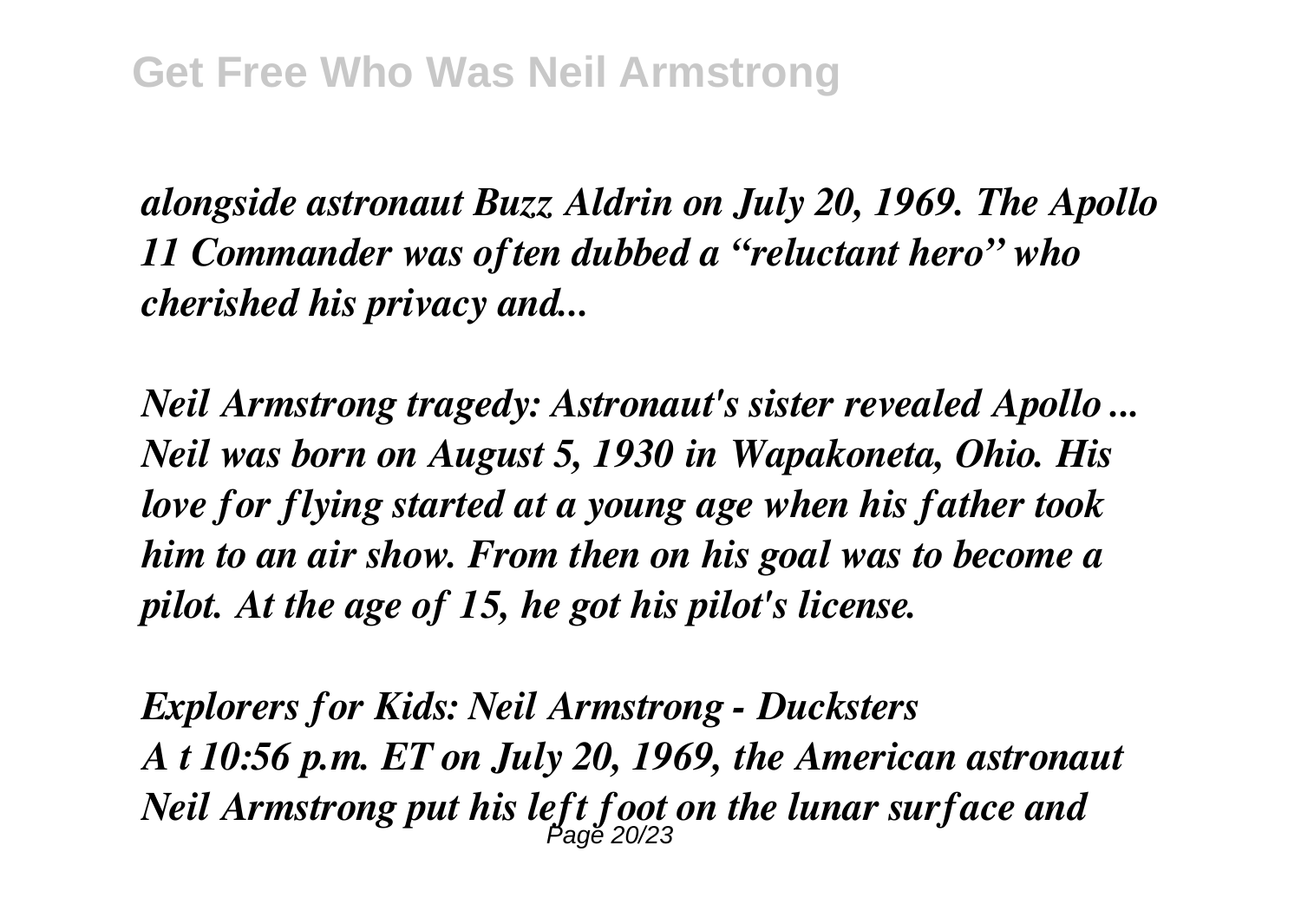*alongside astronaut Buzz Aldrin on July 20, 1969. The Apollo 11 Commander was often dubbed a "reluctant hero" who cherished his privacy and...*

***Neil Armstrong tragedy: Astronaut's sister revealed Apollo ...***
*Neil was born on August 5, 1930 in Wapakoneta, Ohio. His love for flying started at a young age when his father took him to an air show. From then on his goal was to become a pilot. At the age of 15, he got his pilot's license.*

***Explorers for Kids: Neil Armstrong - Ducksters***
*A t 10:56 p.m. ET on July 20, 1969, the American astronaut Neil Armstrong put his left foot on the lunar surface and*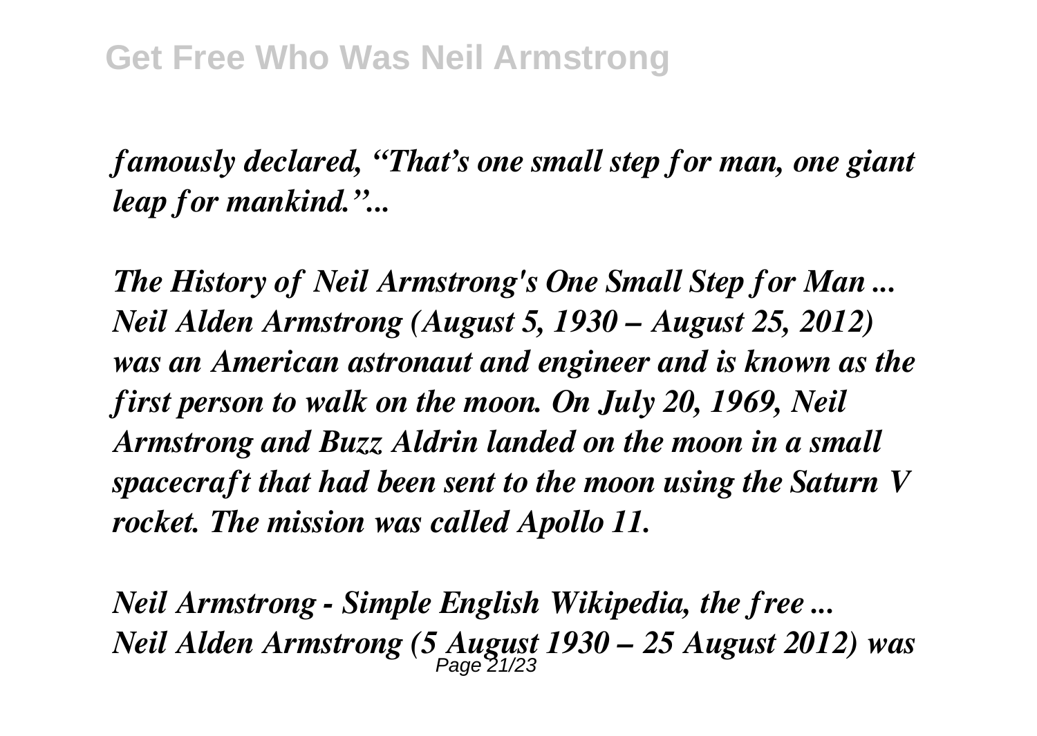*famously declared, “That’s one small step for man, one giant leap for mankind.”...*

***The History of Neil Armstrong's One Small Step for Man ...***
***Neil Alden Armstrong (August 5, 1930 – August 25, 2012) was an American astronaut and engineer and is known as the first person to walk on the moon. On July 20, 1969, Neil Armstrong and Buzz Aldrin landed on the moon in a small spacecraft that had been sent to the moon using the Saturn V rocket. The mission was called Apollo 11.***

***Neil Armstrong - Simple English Wikipedia, the free ...***
***Neil Alden Armstrong (5 August 1930 – 25 August 2012) was***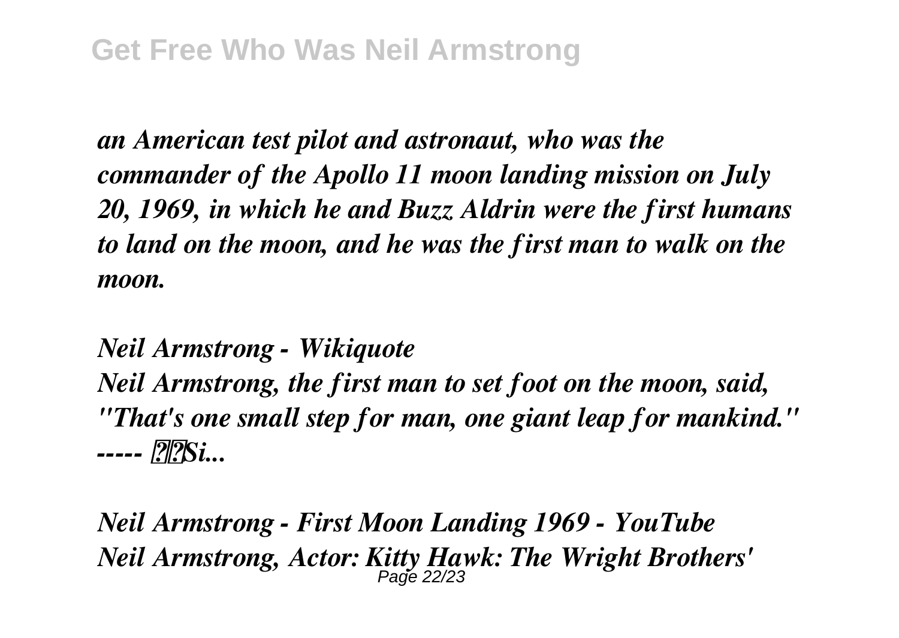*an American test pilot and astronaut, who was the commander of the Apollo 11 moon landing mission on July 20, 1969, in which he and Buzz Aldrin were the first humans to land on the moon, and he was the first man to walk on the moon.*

***Neil Armstrong - Wikiquote***

***Neil Armstrong, the first man to set foot on the moon, said, "That's one small step for man, one giant leap for mankind." ----- ??Si...***

***Neil Armstrong - First Moon Landing 1969 - YouTube***

***Neil Armstrong, Actor: Kitty Hawk: The Wright Brothers'***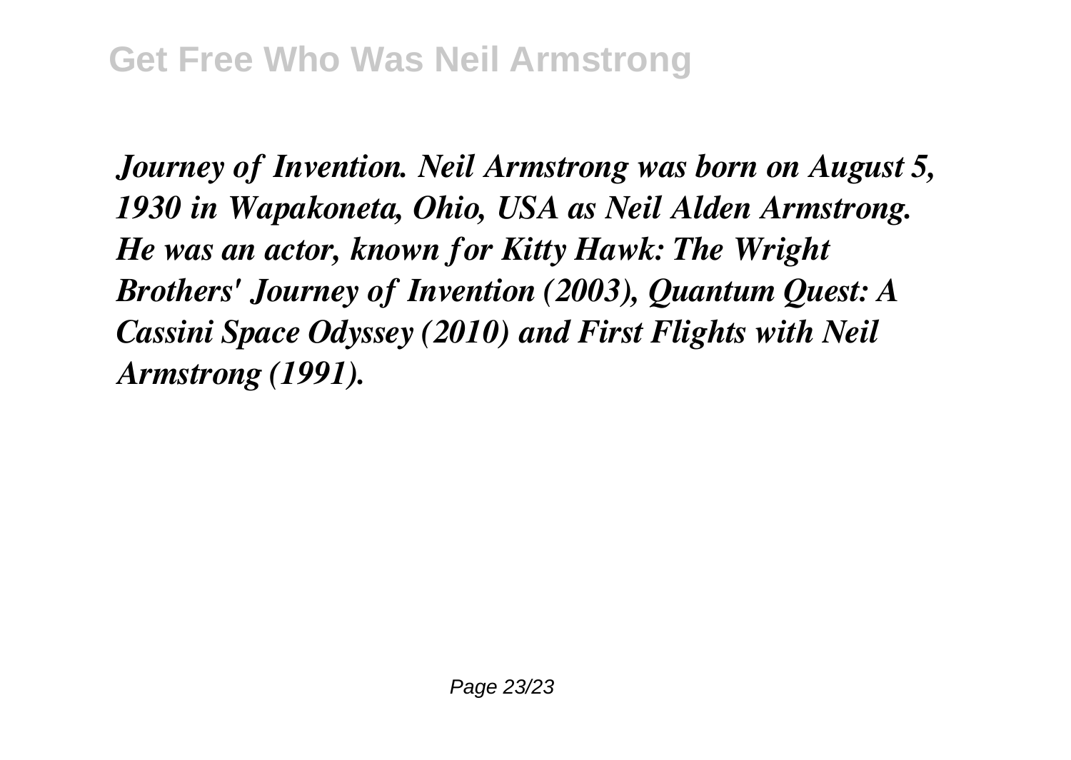*Journey of Invention. Neil Armstrong was born on August 5, 1930 in Wapakoneta, Ohio, USA as Neil Alden Armstrong. He was an actor, known for Kitty Hawk: The Wright Brothers' Journey of Invention (2003), Quantum Quest: A Cassini Space Odyssey (2010) and First Flights with Neil Armstrong (1991).*